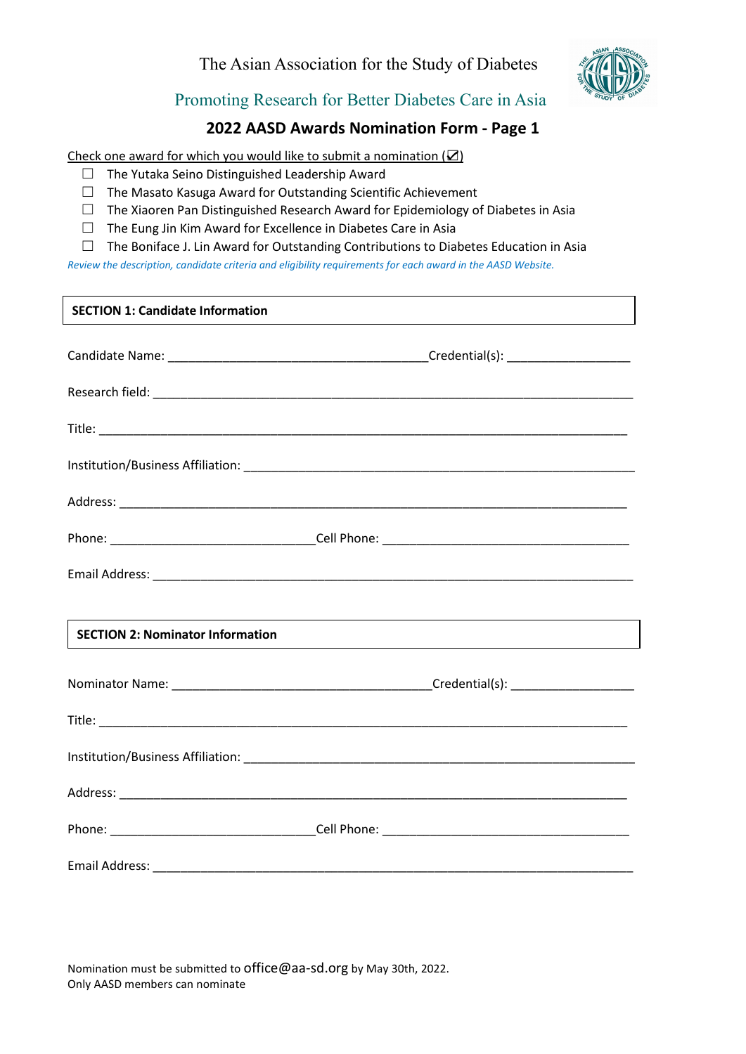The Asian Association for the Study of Diabetes

Promoting Research for Better Diabetes Care in Asia

# 2022 AASD Awards Nomination Form - Page 1

Check one award for which you would like to submit a nomination (☑)

- ☐ The Yutaka Seino Distinguished Leadership Award
- ☐ The Masato Kasuga Award for Outstanding Scientific Achievement
- ☐ The Xiaoren Pan Distinguished Research Award for Epidemiology of Diabetes in Asia
- ☐ The Eung Jin Kim Award for Excellence in Diabetes Care in Asia
- ☐ The Boniface J. Lin Award for Outstanding Contributions to Diabetes Education in Asia

*Review the description, candidate criteria and eligibility requirements for each award in the AASD Website.*

## SECTION 1: Candidate Information

Candidate Name: ______________________________________ Credential(s): __________________

Research field: ______________________________________________________________________

Title: ______________________________________________________________________________

Institution/Business Affiliation: ______________________________________________________

Address: ___________________________________________________________________________

Phone: ______________________________ Cell Phone: _____________________________________

Email Address: ______________________________________________________________________

## SECTION 2: Nominator Information

Nominator Name: ______________________________________ Credential(s): __________________

Title: ______________________________________________________________________________

Institution/Business Affiliation: ______________________________________________________

Address: ___________________________________________________________________________

Phone: ______________________________ Cell Phone: _____________________________________

Email Address: ______________________________________________________________________

Nomination must be submitted to office@aa-sd.org by May 30th, 2022.
Only AASD members can nominate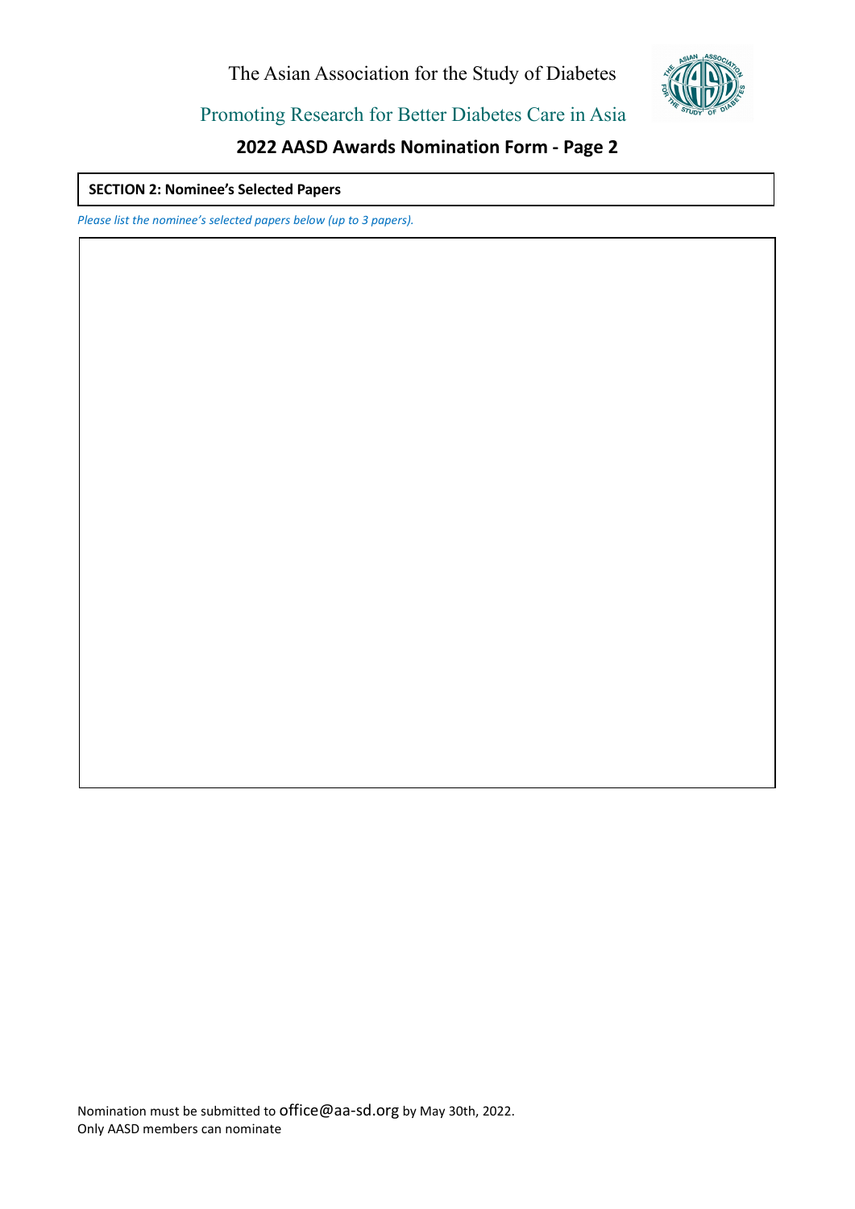The Asian Association for the Study of Diabetes

Promoting Research for Better Diabetes Care in Asia

## 2022 AASD Awards Nomination Form - Page 2

**SECTION 2: Nominee's Selected Papers**

*Please list the nominee's selected papers below (up to 3 papers).*

Nomination must be submitted to office@aa-sd.org by May 30th, 2022.
Only AASD members can nominate